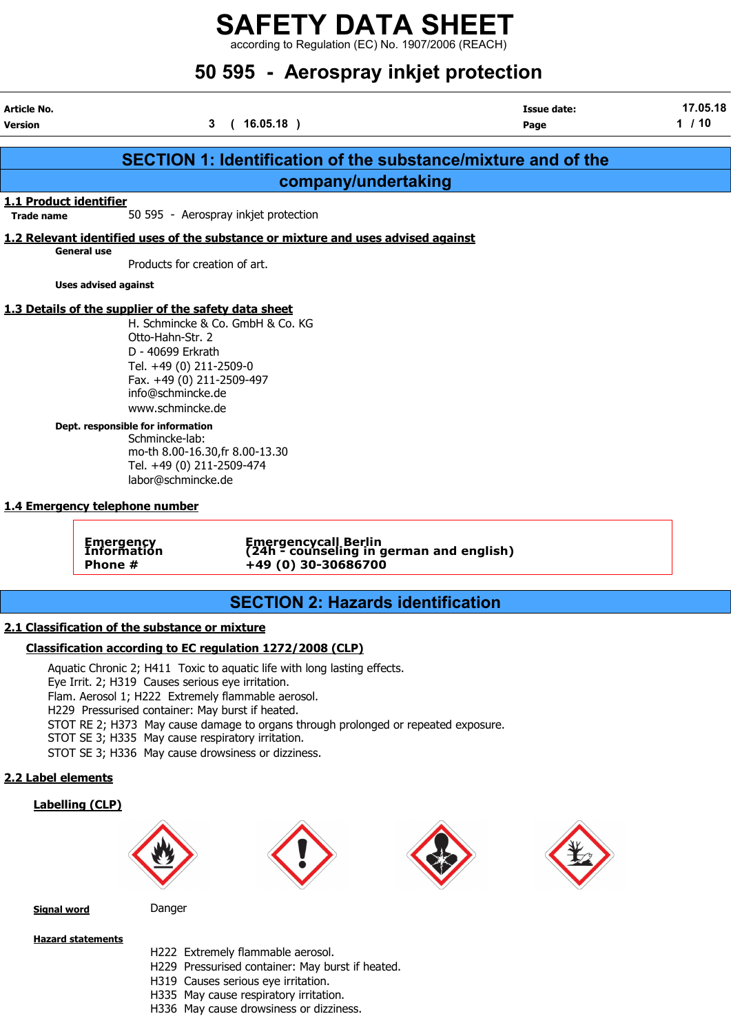# SAFETY DATA SHEET

according to Regulation (EC) No. 1907/2006 (REACH)

# 50 595 - Aerospray inkjet protection

| Article No. | | Issue date: | 17.05.18 |
|---|---|---|---|
| Version | 3 ( 16.05.18 ) | Page | 1 / 10 |

## SECTION 1: Identification of the substance/mixture and of the company/undertaking

### 1.1 Product identifier

**Trade name** 50 595 - Aerospray inkjet protection

### 1.2 Relevant identified uses of the substance or mixture and uses advised against

**General use**

Products for creation of art.

**Uses advised against**

### 1.3 Details of the supplier of the safety data sheet

H. Schmincke & Co. GmbH & Co. KG
Otto-Hahn-Str. 2
D - 40699 Erkrath
Tel. +49 (0) 211-2509-0
Fax. +49 (0) 211-2509-497
info@schmincke.de
www.schmincke.de

**Dept. responsible for information**

Schmincke-lab:
mo-th 8.00-16.30,fr 8.00-13.30
Tel. +49 (0) 211-2509-474
labor@schmincke.de

### 1.4 Emergency telephone number

| | |
|---|---|
| **Emergency Information Phone #** | **Emergencycall Berlin (24h - counseling in german and english) +49 (0) 30-30686700** |

## SECTION 2: Hazards identification

### 2.1 Classification of the substance or mixture

#### Classification according to EC regulation 1272/2008 (CLP)

Aquatic Chronic 2; H411 Toxic to aquatic life with long lasting effects.
Eye Irrit. 2; H319 Causes serious eye irritation.
Flam. Aerosol 1; H222 Extremely flammable aerosol.
H229 Pressurised container: May burst if heated.
STOT RE 2; H373 May cause damage to organs through prolonged or repeated exposure.
STOT SE 3; H335 May cause respiratory irritation.
STOT SE 3; H336 May cause drowsiness or dizziness.

### 2.2 Label elements

#### Labelling (CLP)

**Signal word** Danger

**Hazard statements**

H222 Extremely flammable aerosol.
H229 Pressurised container: May burst if heated.
H319 Causes serious eye irritation.
H335 May cause respiratory irritation.
H336 May cause drowsiness or dizziness.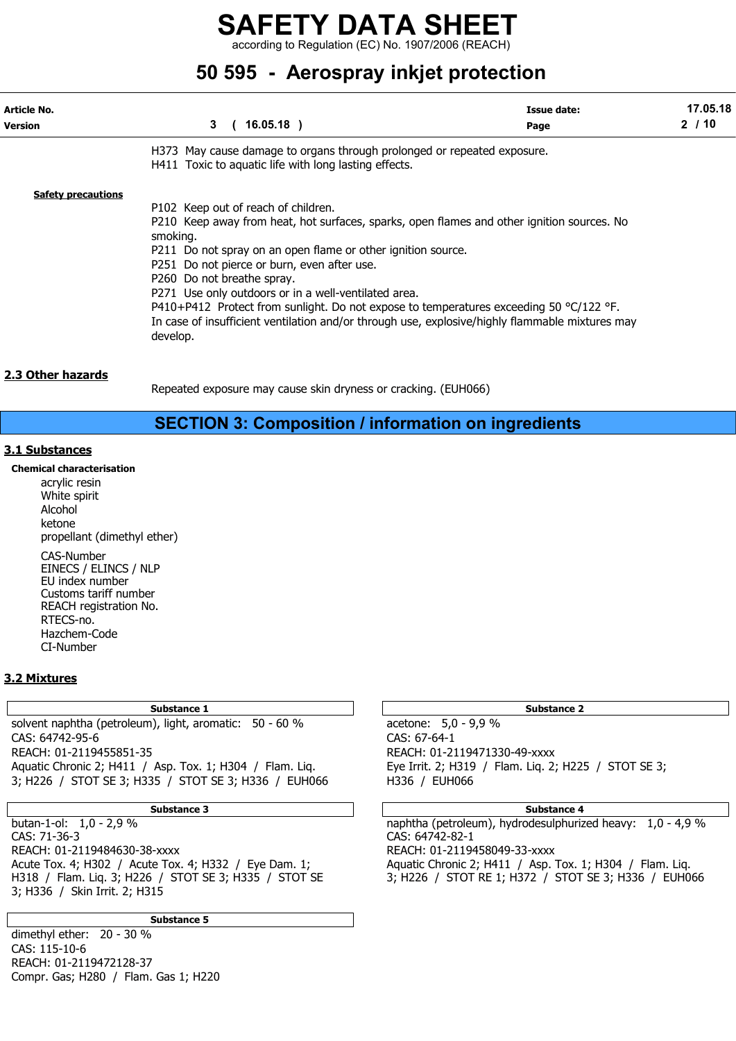H373 May cause damage to organs through prolonged or repeated exposure.
H411 Toxic to aquatic life with long lasting effects.

**Safety precautions**

P102 Keep out of reach of children.
P210 Keep away from heat, hot surfaces, sparks, open flames and other ignition sources. No smoking.
P211 Do not spray on an open flame or other ignition source.
P251 Do not pierce or burn, even after use.
P260 Do not breathe spray.
P271 Use only outdoors or in a well-ventilated area.
P410+P412 Protect from sunlight. Do not expose to temperatures exceeding 50 °C/122 °F.
In case of insufficient ventilation and/or through use, explosive/highly flammable mixtures may develop.

### 2.3 Other hazards

Repeated exposure may cause skin dryness or cracking. (EUH066)

## SECTION 3: Composition / information on ingredients

### 3.1 Substances

**Chemical characterisation**

acrylic resin
White spirit
Alcohol
ketone
propellant (dimethyl ether)

CAS-Number
EINECS / ELINCS / NLP
EU index number
Customs tariff number
REACH registration No.
RTECS-no.
Hazchem-Code
CI-Number

### 3.2 Mixtures

| Substance 1 |
|---|
| solvent naphtha (petroleum), light, aromatic: 50 - 60 % |
| CAS: 64742-95-6 |
| REACH: 01-2119455851-35 |
| Aquatic Chronic 2; H411 / Asp. Tox. 1; H304 / Flam. Liq. 3; H226 / STOT SE 3; H335 / STOT SE 3; H336 / EUH066 |

| Substance 2 |
|---|
| acetone: 5,0 - 9,9 % |
| CAS: 67-64-1 |
| REACH: 01-2119471330-49-xxxx |
| Eye Irrit. 2; H319 / Flam. Liq. 2; H225 / STOT SE 3; H336 / EUH066 |

| Substance 3 |
|---|
| butan-1-ol: 1,0 - 2,9 % |
| CAS: 71-36-3 |
| REACH: 01-2119484630-38-xxxx |
| Acute Tox. 4; H302 / Acute Tox. 4; H332 / Eye Dam. 1; H318 / Flam. Liq. 3; H226 / STOT SE 3; H335 / STOT SE 3; H336 / Skin Irrit. 2; H315 |

| Substance 4 |
|---|
| naphtha (petroleum), hydrodesulphurized heavy: 1,0 - 4,9 % |
| CAS: 64742-82-1 |
| REACH: 01-2119458049-33-xxxx |
| Aquatic Chronic 2; H411 / Asp. Tox. 1; H304 / Flam. Liq. 3; H226 / STOT RE 1; H372 / STOT SE 3; H336 / EUH066 |

| Substance 5 |
|---|
| dimethyl ether: 20 - 30 % |
| CAS: 115-10-6 |
| REACH: 01-2119472128-37 |
| Compr. Gas; H280 / Flam. Gas 1; H220 |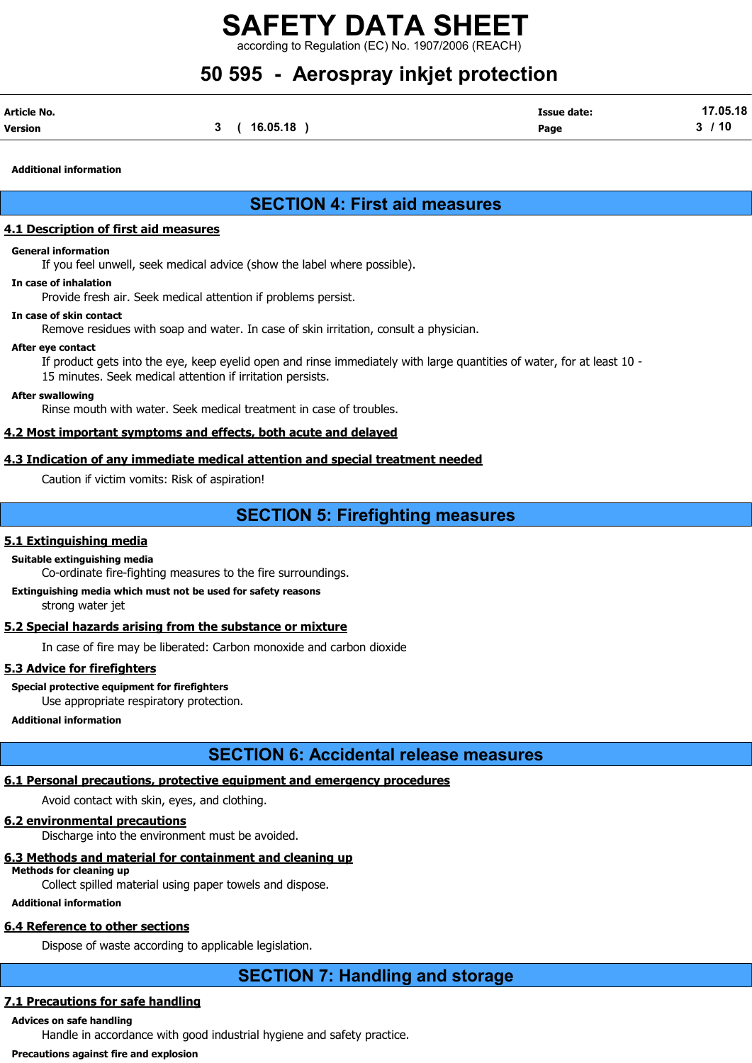**Additional information**

## SECTION 4: First aid measures

### 4.1 Description of first aid measures

**General information**

If you feel unwell, seek medical advice (show the label where possible).

**In case of inhalation**

Provide fresh air. Seek medical attention if problems persist.

**In case of skin contact**

Remove residues with soap and water. In case of skin irritation, consult a physician.

**After eye contact**

If product gets into the eye, keep eyelid open and rinse immediately with large quantities of water, for at least 10 - 15 minutes. Seek medical attention if irritation persists.

**After swallowing**

Rinse mouth with water. Seek medical treatment in case of troubles.

### 4.2 Most important symptoms and effects, both acute and delayed

### 4.3 Indication of any immediate medical attention and special treatment needed

Caution if victim vomits: Risk of aspiration!

## SECTION 5: Firefighting measures

### 5.1 Extinguishing media

**Suitable extinguishing media**

Co-ordinate fire-fighting measures to the fire surroundings.

**Extinguishing media which must not be used for safety reasons**

strong water jet

### 5.2 Special hazards arising from the substance or mixture

In case of fire may be liberated: Carbon monoxide and carbon dioxide

### 5.3 Advice for firefighters

**Special protective equipment for firefighters**

Use appropriate respiratory protection.

**Additional information**

## SECTION 6: Accidental release measures

### 6.1 Personal precautions, protective equipment and emergency procedures

Avoid contact with skin, eyes, and clothing.

### 6.2 environmental precautions

Discharge into the environment must be avoided.

### 6.3 Methods and material for containment and cleaning up

**Methods for cleaning up**

Collect spilled material using paper towels and dispose.

**Additional information**

### 6.4 Reference to other sections

Dispose of waste according to applicable legislation.

## SECTION 7: Handling and storage

### 7.1 Precautions for safe handling

**Advices on safe handling**

Handle in accordance with good industrial hygiene and safety practice.

**Precautions against fire and explosion**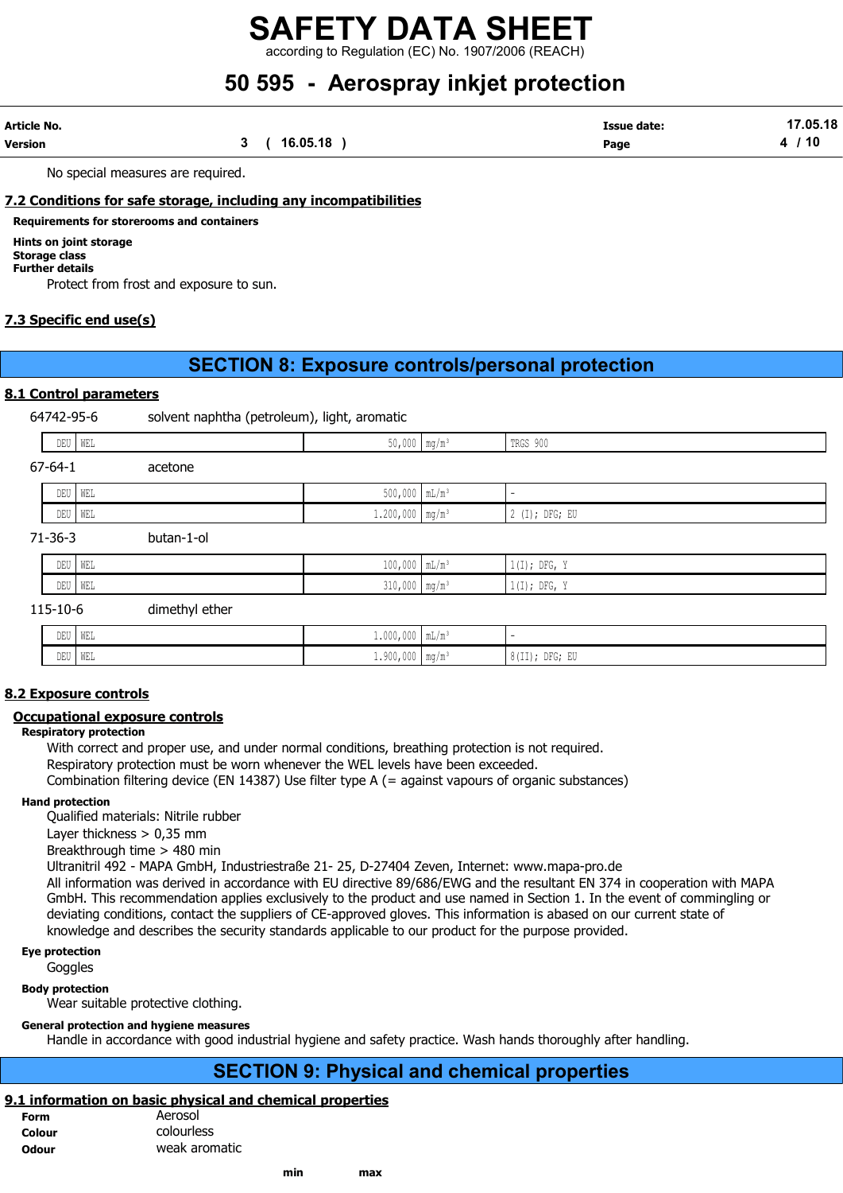No special measures are required.

### 7.2 Conditions for safe storage, including any incompatibilities

**Requirements for storerooms and containers**

**Hints on joint storage**
**Storage class**
**Further details**

Protect from frost and exposure to sun.

### 7.3 Specific end use(s)

## SECTION 8: Exposure controls/personal protection

### 8.1 Control parameters

64742-95-6 solvent naphtha (petroleum), light, aromatic

| DEU | WEL | 50,000 | mg/m³ | TRGS 900 |
|---|---|---|---|---|

67-64-1 acetone

| DEU | WEL | 500,000 | mL/m³ | - |
|---|---|---|---|---|
| DEU | WEL | 1.200,000 | mg/m³ | 2 (I); DFG; EU |

71-36-3 butan-1-ol

| DEU | WEL | 100,000 | mL/m³ | 1(I); DFG, Y |
|---|---|---|---|---|
| DEU | WEL | 310,000 | mg/m³ | 1(I); DFG, Y |

115-10-6 dimethyl ether

| DEU | WEL | 1.000,000 | mL/m³ | - |
|---|---|---|---|---|
| DEU | WEL | 1.900,000 | mg/m³ | 8(II); DFG; EU |

### 8.2 Exposure controls

#### Occupational exposure controls

**Respiratory protection**

With correct and proper use, and under normal conditions, breathing protection is not required.
Respiratory protection must be worn whenever the WEL levels have been exceeded.
Combination filtering device (EN 14387) Use filter type A (= against vapours of organic substances)

**Hand protection**

Qualified materials: Nitrile rubber
Layer thickness > 0,35 mm
Breakthrough time > 480 min
Ultranitril 492 - MAPA GmbH, Industriestraße 21- 25, D-27404 Zeven, Internet: www.mapa-pro.de
All information was derived in accordance with EU directive 89/686/EWG and the resultant EN 374 in cooperation with MAPA GmbH. This recommendation applies exclusively to the product and use named in Section 1. In the event of commingling or deviating conditions, contact the suppliers of CE-approved gloves. This information is abased on our current state of knowledge and describes the security standards applicable to our product for the purpose provided.

**Eye protection**

Goggles

**Body protection**

Wear suitable protective clothing.

**General protection and hygiene measures**

Handle in accordance with good industrial hygiene and safety practice. Wash hands thoroughly after handling.

## SECTION 9: Physical and chemical properties

### 9.1 information on basic physical and chemical properties

| | |
|---|---|
| **Form** | Aerosol |
| **Colour** | colourless |
| **Odour** | weak aromatic |

| | min | max |
|---|---|---|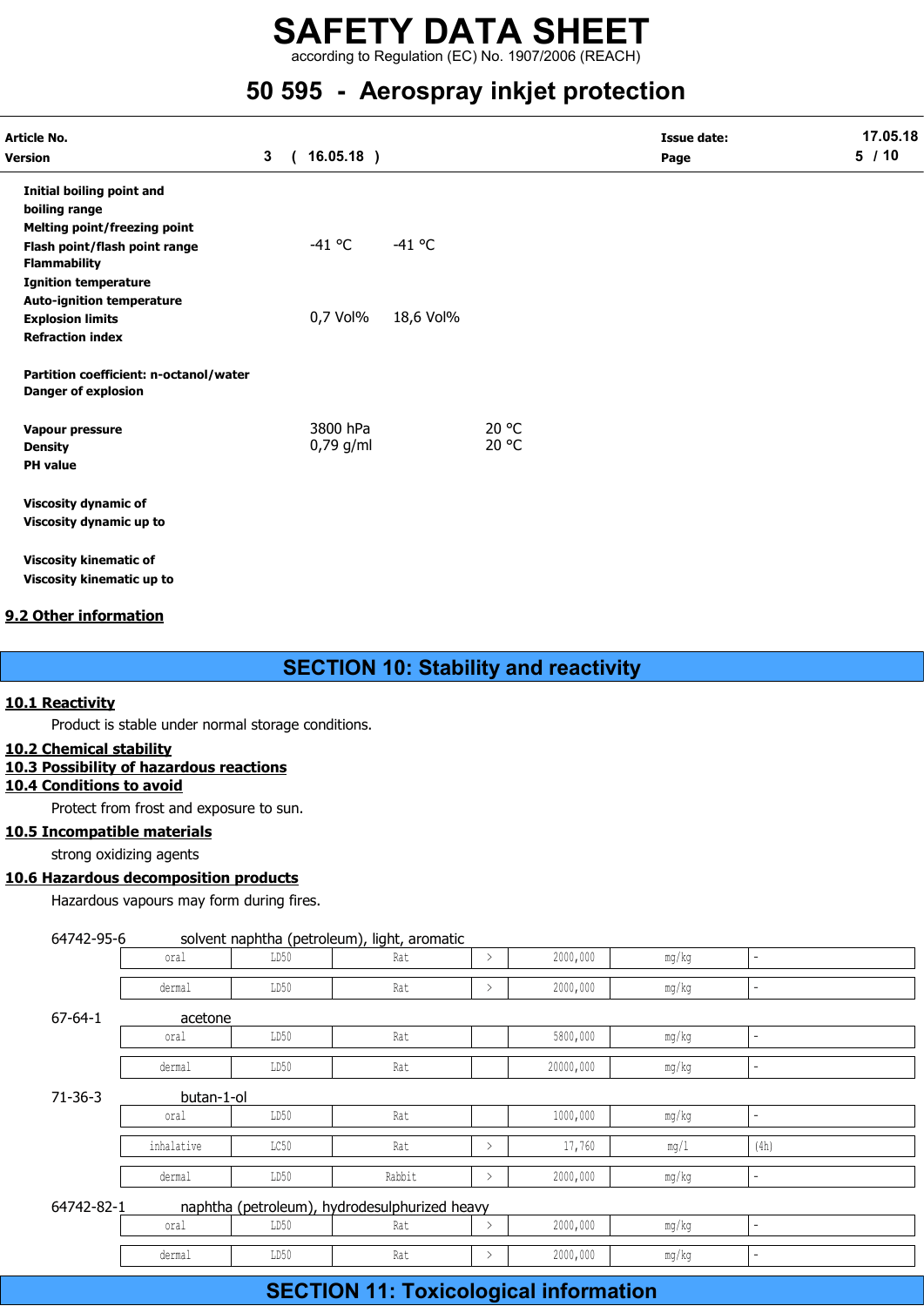| | | | |
|---|---|---|---|
| **Initial boiling point and boiling range** | | | |
| **Melting point/freezing point** | | | |
| **Flash point/flash point range** | -41 °C | -41 °C | |
| **Flammability** | | | |
| **Ignition temperature** | | | |
| **Auto-ignition temperature** | | | |
| **Explosion limits** | 0,7 Vol% | 18,6 Vol% | |
| **Refraction index** | | | |
| **Partition coefficient: n-octanol/water** | | | |
| **Danger of explosion** | | | |
| **Vapour pressure** | 3800 hPa | | 20 °C |
| **Density** | 0,79 g/ml | | 20 °C |
| **PH value** | | | |
| **Viscosity dynamic of** | | | |
| **Viscosity dynamic up to** | | | |
| **Viscosity kinematic of** | | | |
| **Viscosity kinematic up to** | | | |

## 9.2 Other information

# SECTION 10: Stability and reactivity

## 10.1 Reactivity

Product is stable under normal storage conditions.

## 10.2 Chemical stability

## 10.3 Possibility of hazardous reactions

## 10.4 Conditions to avoid

Protect from frost and exposure to sun.

## 10.5 Incompatible materials

strong oxidizing agents

## 10.6 Hazardous decomposition products

Hazardous vapours may form during fires.

64742-95-6 solvent naphtha (petroleum), light, aromatic

| | | | | | | |
|---|---|---|---|---|---|---|
| oral | LD50 | Rat | > | 2000,000 | mg/kg | - |
| dermal | LD50 | Rat | > | 2000,000 | mg/kg | - |

67-64-1 acetone

| | | | | | | |
|---|---|---|---|---|---|---|
| oral | LD50 | Rat | | 5800,000 | mg/kg | - |
| dermal | LD50 | Rat | | 20000,000 | mg/kg | - |

71-36-3 butan-1-ol

| | | | | | | |
|---|---|---|---|---|---|---|
| oral | LD50 | Rat | | 1000,000 | mg/kg | - |
| inhalative | LC50 | Rat | > | 17,760 | mg/l | (4h) |
| dermal | LD50 | Rabbit | > | 2000,000 | mg/kg | - |

64742-82-1 naphtha (petroleum), hydrodesulphurized heavy

| | | | | | | |
|---|---|---|---|---|---|---|
| oral | LD50 | Rat | > | 2000,000 | mg/kg | - |
| dermal | LD50 | Rat | > | 2000,000 | mg/kg | - |

# SECTION 11: Toxicological information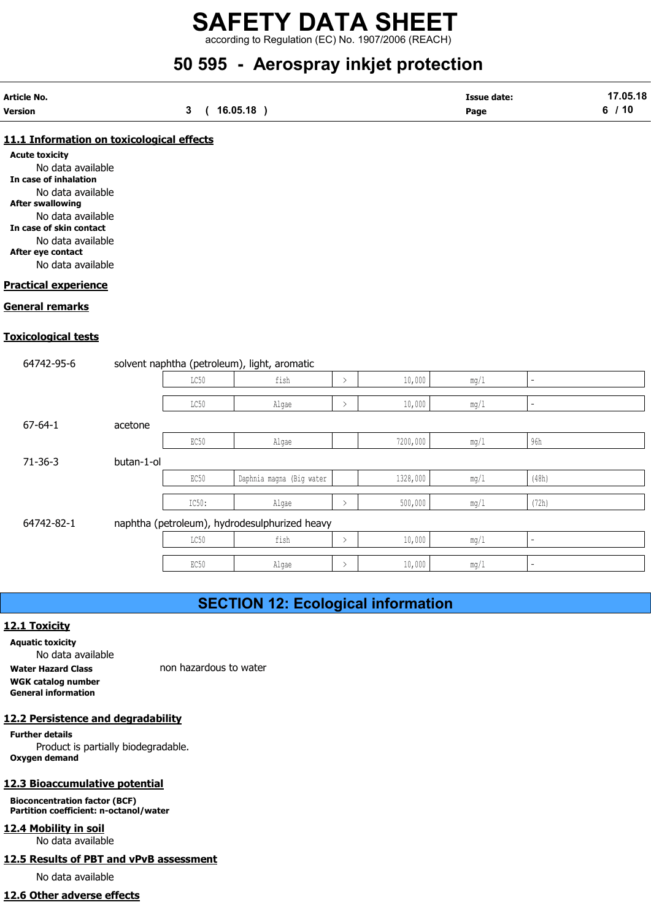## 11.1 Information on toxicological effects

**Acute toxicity**

No data available

**In case of inhalation**

No data available

**After swallowing**

No data available

**In case of skin contact**

No data available

**After eye contact**

No data available

## Practical experience

## General remarks

## Toxicological tests

**64742-95-6** solvent naphtha (petroleum), light, aromatic

| | | | | | |
|---|---|---|---|---|---|
| LC50 | fish | > | 10,000 | mg/l | - |
| LC50 | Algae | > | 10,000 | mg/l | - |

**67-64-1** acetone

| | | | | | |
|---|---|---|---|---|---|
| EC50 | Algae | | 7200,000 | mg/l | 96h |

**71-36-3** butan-1-ol

| | | | | | |
|---|---|---|---|---|---|
| EC50 | Daphnia magna (Big water | | 1328,000 | mg/l | (48h) |
| IC50: | Algae | > | 500,000 | mg/l | (72h) |

**64742-82-1** naphtha (petroleum), hydrodesulphurized heavy

| | | | | | |
|---|---|---|---|---|---|
| LC50 | fish | > | 10,000 | mg/l | - |
| EC50 | Algae | > | 10,000 | mg/l | - |

# SECTION 12: Ecological information

## 12.1 Toxicity

**Aquatic toxicity**

No data available

**Water Hazard Class** non hazardous to water

**WGK catalog number**

**General information**

## 12.2 Persistence and degradability

**Further details**

Product is partially biodegradable.

**Oxygen demand**

## 12.3 Bioaccumulative potential

**Bioconcentration factor (BCF)**

**Partition coefficient: n-octanol/water**

## 12.4 Mobility in soil

No data available

## 12.5 Results of PBT and vPvB assessment

No data available

## 12.6 Other adverse effects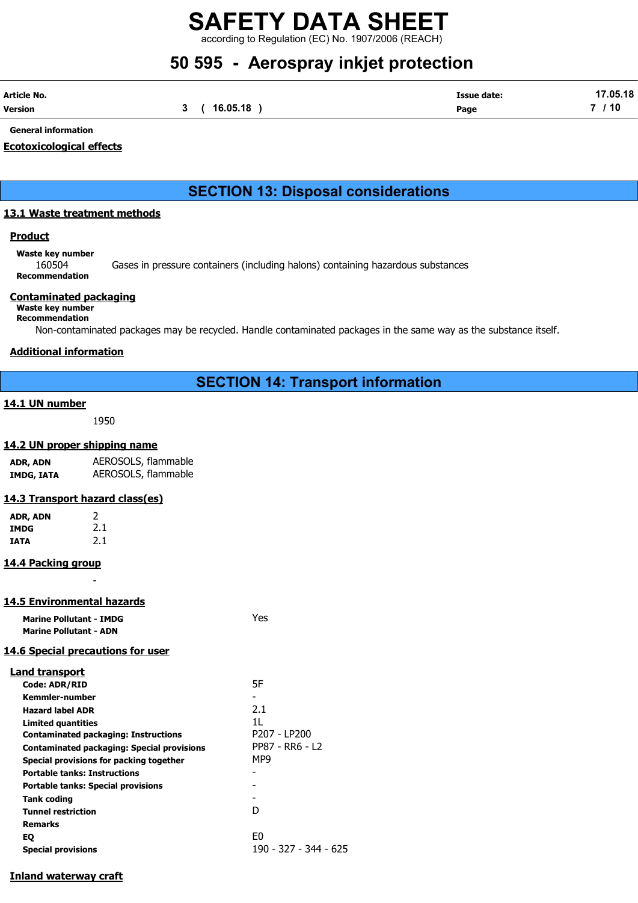General information

## Ecotoxicological effects

# SECTION 13: Disposal considerations

## 13.1 Waste treatment methods

### Product

**Waste key number**

160504 Gases in pressure containers (including halons) containing hazardous substances

**Recommendation**

### Contaminated packaging

**Waste key number**

**Recommendation**

Non-contaminated packages may be recycled. Handle contaminated packages in the same way as the substance itself.

### Additional information

# SECTION 14: Transport information

## 14.1 UN number

1950

## 14.2 UN proper shipping name

| | |
|---|---|
| **ADR, ADN** | AEROSOLS, flammable |
| **IMDG, IATA** | AEROSOLS, flammable |

## 14.3 Transport hazard class(es)

| | |
|---|---|
| **ADR, ADN** | 2 |
| **IMDG** | 2.1 |
| **IATA** | 2.1 |

## 14.4 Packing group

-

## 14.5 Environmental hazards

| | |
|---|---|
| **Marine Pollutant - IMDG** | Yes |
| **Marine Pollutant - ADN** | |

## 14.6 Special precautions for user

### Land transport

| | |
|---|---|
| **Code: ADR/RID** | 5F |
| **Kemmler-number** | - |
| **Hazard label ADR** | 2.1 |
| **Limited quantities** | 1L |
| **Contaminated packaging: Instructions** | P207 - LP200 |
| **Contaminated packaging: Special provisions** | PP87 - RR6 - L2 |
| **Special provisions for packing together** | MP9 |
| **Portable tanks: Instructions** | - |
| **Portable tanks: Special provisions** | - |
| **Tank coding** | - |
| **Tunnel restriction** | D |
| **Remarks** | |
| **EQ** | E0 |
| **Special provisions** | 190 - 327 - 344 - 625 |

### Inland waterway craft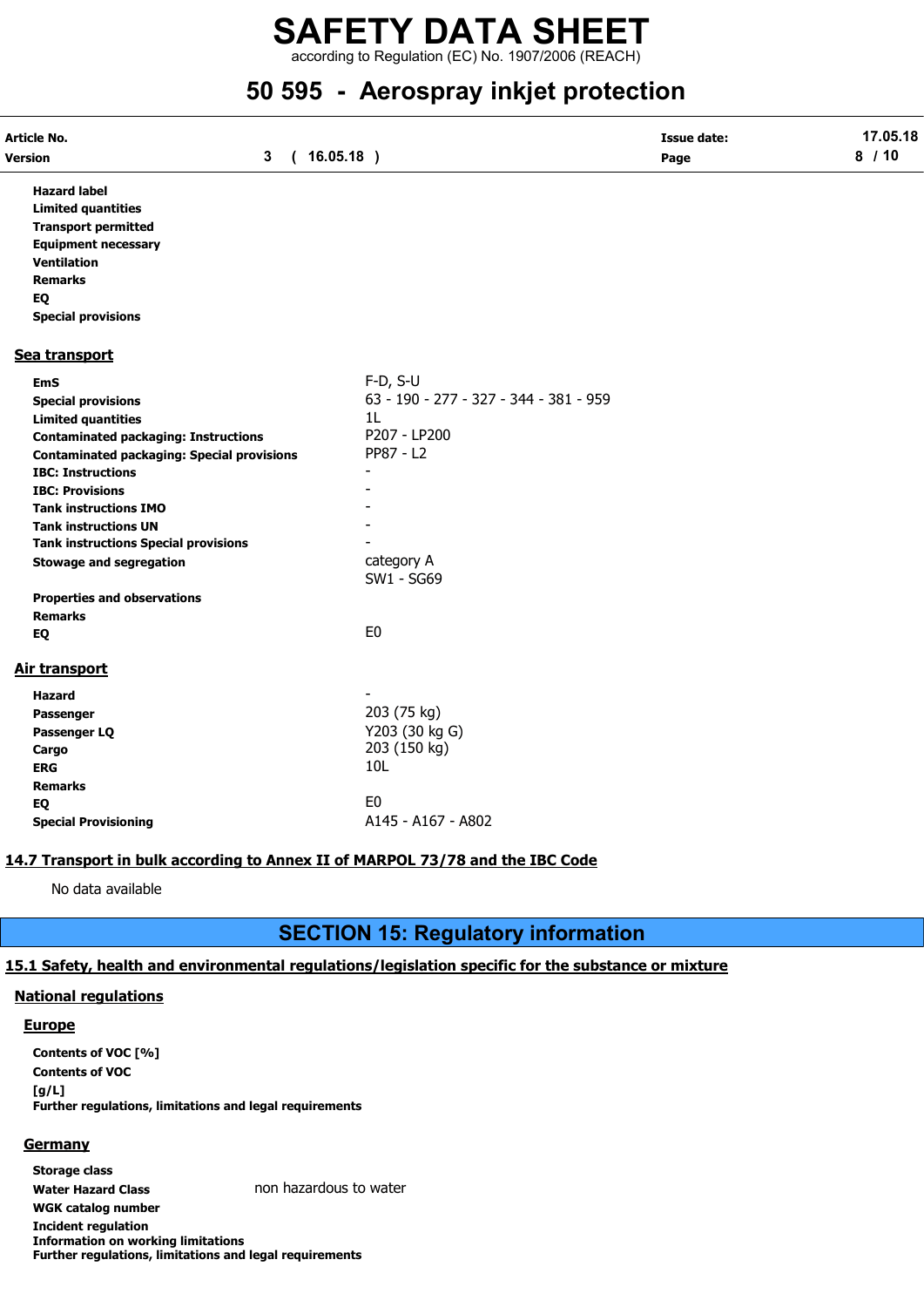**Hazard label**
**Limited quantities**
**Transport permitted**
**Equipment necessary**
**Ventilation**
**Remarks**
**EQ**
**Special provisions**

### Sea transport

| | |
|---|---|
| **EmS** | F-D, S-U |
| **Special provisions** | 63 - 190 - 277 - 327 - 344 - 381 - 959 |
| **Limited quantities** | 1L |
| **Contaminated packaging: Instructions** | P207 - LP200 |
| **Contaminated packaging: Special provisions** | PP87 - L2 |
| **IBC: Instructions** | - |
| **IBC: Provisions** | - |
| **Tank instructions IMO** | - |
| **Tank instructions UN** | - |
| **Tank instructions Special provisions** | - |
| **Stowage and segregation** | category A<br>SW1 - SG69 |
| **Properties and observations** | |
| **Remarks** | |
| **EQ** | E0 |

### Air transport

| | |
|---|---|
| **Hazard** | - |
| **Passenger** | 203 (75 kg) |
| **Passenger LQ** | Y203 (30 kg G) |
| **Cargo** | 203 (150 kg) |
| **ERG** | 10L |
| **Remarks** | |
| **EQ** | E0 |
| **Special Provisioning** | A145 - A167 - A802 |

### 14.7 Transport in bulk according to Annex II of MARPOL 73/78 and the IBC Code

No data available

## SECTION 15: Regulatory information

### 15.1 Safety, health and environmental regulations/legislation specific for the substance or mixture

#### National regulations

##### Europe

**Contents of VOC [%]**
**Contents of VOC [g/L]**
**Further regulations, limitations and legal requirements**

##### Germany

| | |
|---|---|
| **Storage class** | |
| **Water Hazard Class** | non hazardous to water |
| **WGK catalog number** | |
| **Incident regulation** | |
| **Information on working limitations** | |
| **Further regulations, limitations and legal requirements** | |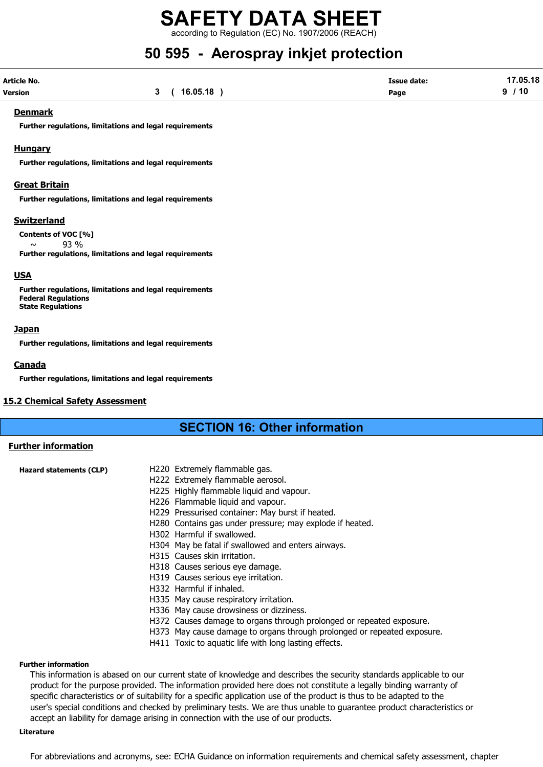### Denmark

**Further regulations, limitations and legal requirements**

### Hungary

**Further regulations, limitations and legal requirements**

### Great Britain

**Further regulations, limitations and legal requirements**

### Switzerland

**Contents of VOC [%]**

~ 93 %

**Further regulations, limitations and legal requirements**

### USA

**Further regulations, limitations and legal requirements**
**Federal Regulations**
**State Regulations**

### Japan

**Further regulations, limitations and legal requirements**

### Canada

**Further regulations, limitations and legal requirements**

## 15.2 Chemical Safety Assessment

# SECTION 16: Other information

## Further information

**Hazard statements (CLP)**

H220 Extremely flammable gas.
H222 Extremely flammable aerosol.
H225 Highly flammable liquid and vapour.
H226 Flammable liquid and vapour.
H229 Pressurised container: May burst if heated.
H280 Contains gas under pressure; may explode if heated.
H302 Harmful if swallowed.
H304 May be fatal if swallowed and enters airways.
H315 Causes skin irritation.
H318 Causes serious eye damage.
H319 Causes serious eye irritation.
H332 Harmful if inhaled.
H335 May cause respiratory irritation.
H336 May cause drowsiness or dizziness.
H372 Causes damage to organs through prolonged or repeated exposure.
H373 May cause damage to organs through prolonged or repeated exposure.
H411 Toxic to aquatic life with long lasting effects.

**Further information**

This information is abased on our current state of knowledge and describes the security standards applicable to our product for the purpose provided. The information provided here does not constitute a legally binding warranty of specific characteristics or of suitability for a specific application use of the product is thus to be adapted to the user's special conditions and checked by preliminary tests. We are thus unable to guarantee product characteristics or accept an liability for damage arising in connection with the use of our products.

**Literature**

For abbreviations and acronyms, see: ECHA Guidance on information requirements and chemical safety assessment, chapter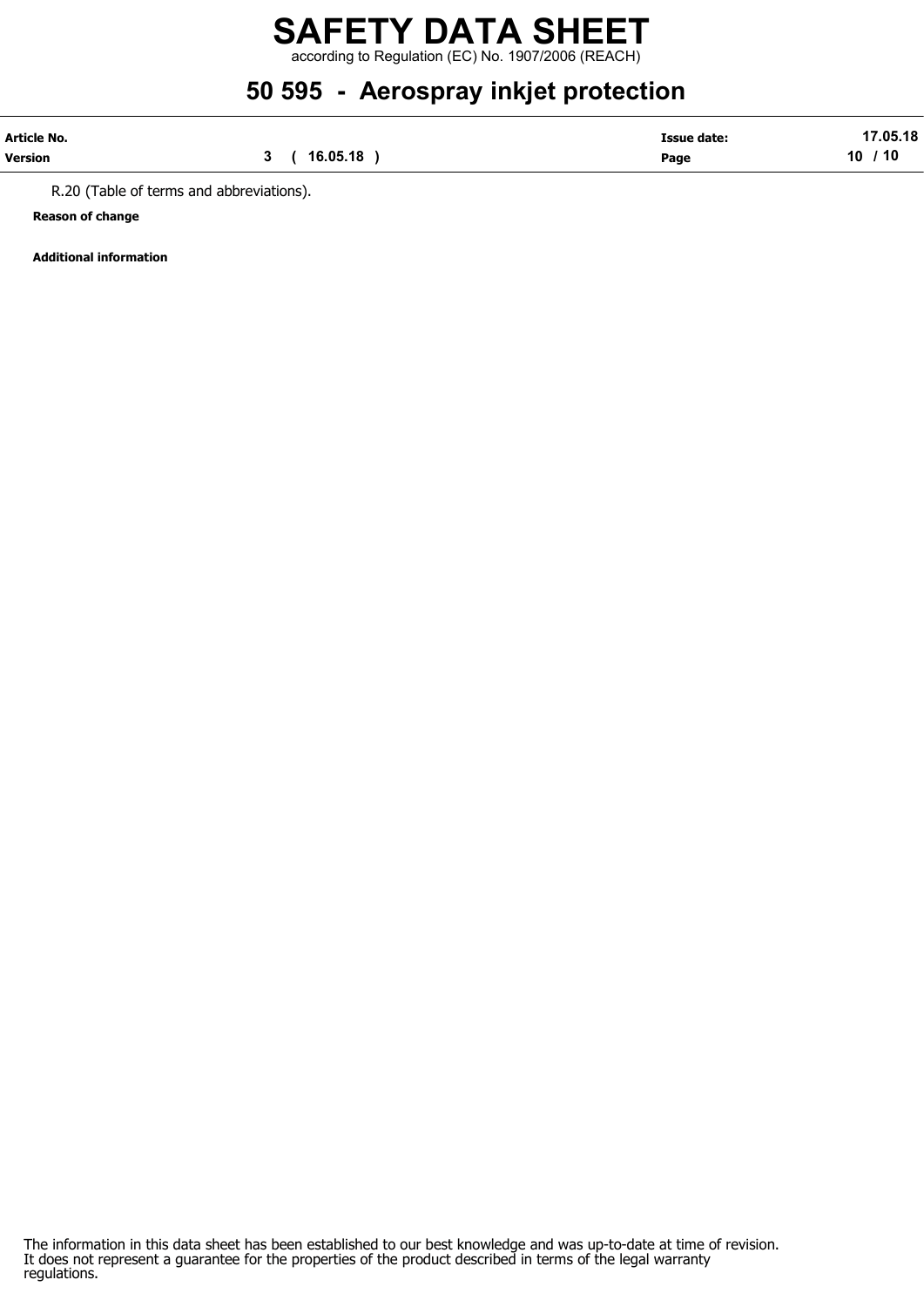R.20 (Table of terms and abbreviations).

**Reason of change**

**Additional information**

The information in this data sheet has been established to our best knowledge and was up-to-date at time of revision. It does not represent a guarantee for the properties of the product described in terms of the legal warranty regulations.